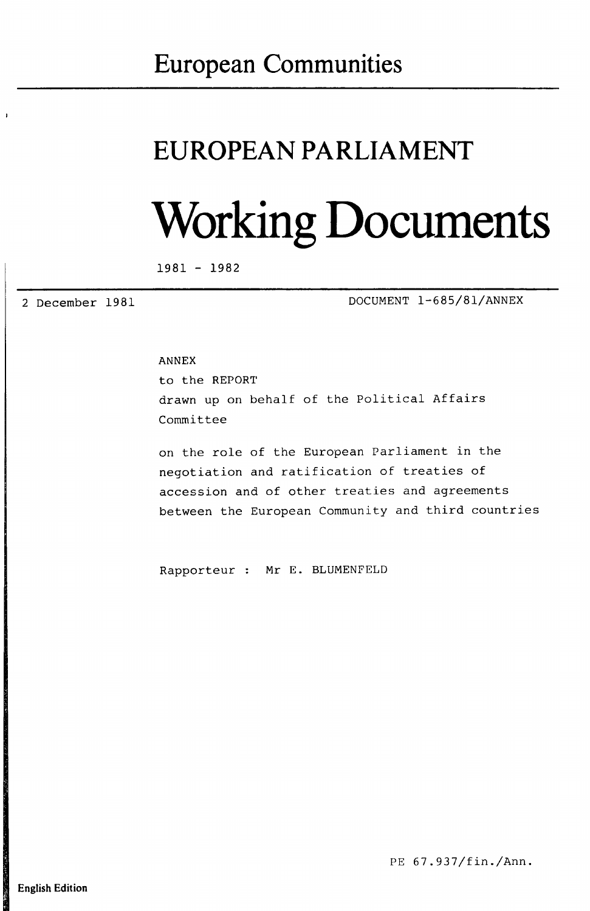# European Communities

# EUROPEAN PARLIAMENT

# Working Documents

1981 - 1982

2 December 1981

DOCUMENT 1-685/81/ANNEX

ANNEX

to the REPORT

drawn up on behalf of the Political Affairs Committee

on the role of the European Parliament in the negotiation and ratification of treaties of accession and of other treaties and agreements between the European Community and third countries

Rapporteur : Mr E. BLUMENFELD

PE 67.937/fin./Ann.

English Edition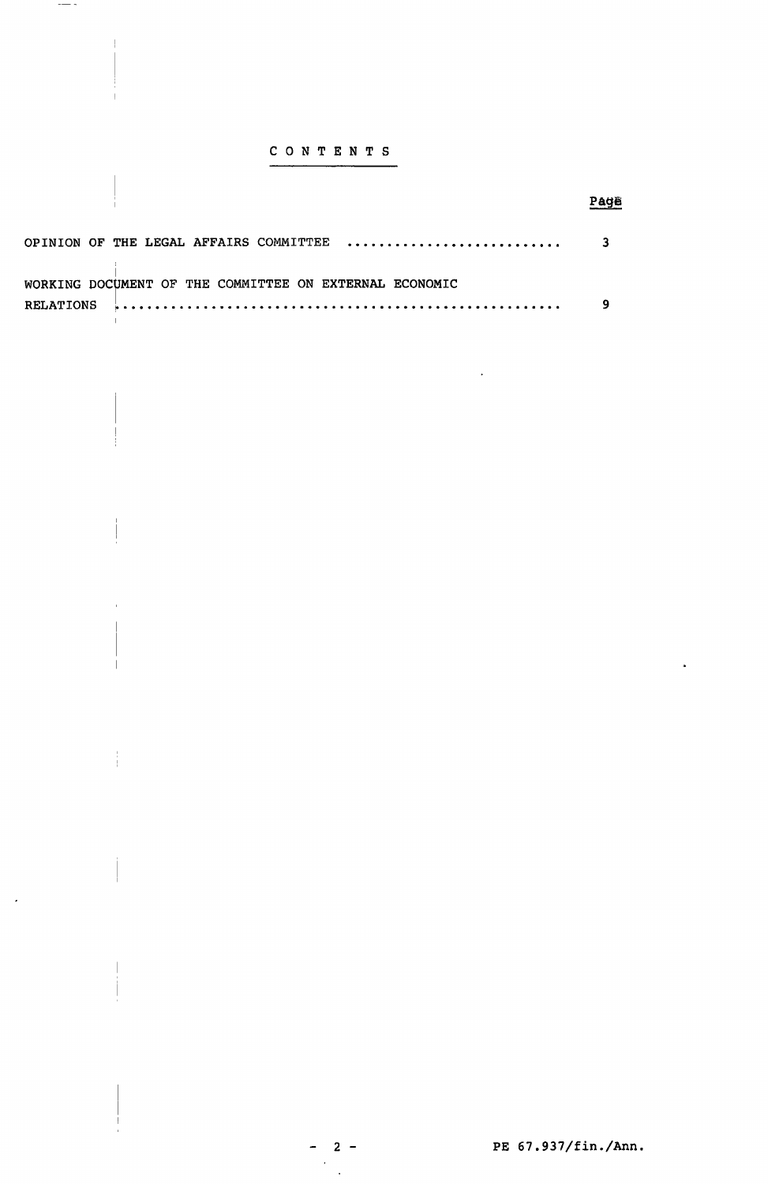# CONTENTS

| | Page |
|---|---|
| OPINION OF THE LEGAL AFFAIRS COMMITTEE .......................... | 3 |
| WORKING DOCUMENT OF THE COMMITTEE ON EXTERNAL ECONOMIC RELATIONS .................................................... | 9 |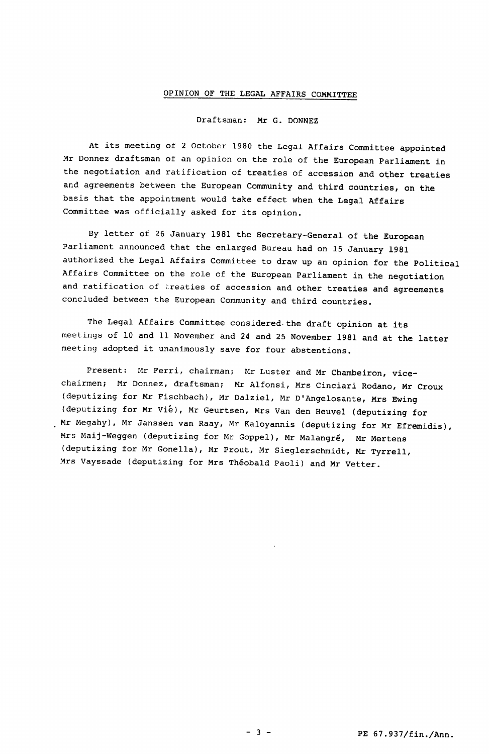# OPINION OF THE LEGAL AFFAIRS COMMITTEE

Draftsman: Mr G. DONNEZ

At its meeting of 2 October 1980 the Legal Affairs Committee appointed Mr Donnez draftsman of an opinion on the role of the European Parliament in the negotiation and ratification of treaties of accession and other treaties and agreements between the European Community and third countries, on the basis that the appointment would take effect when the Legal Affairs Committee was officially asked for its opinion.

By letter of 26 January 1981 the Secretary-General of the European Parliament announced that the enlarged Bureau had on 15 January 1981 authorized the Legal Affairs Committee to draw up an opinion for the Political Affairs Committee on the role of the European Parliament in the negotiation and ratification of treaties of accession and other treaties and agreements concluded between the European Community and third countries.

The Legal Affairs Committee considered the draft opinion at its meetings of 10 and 11 November and 24 and 25 November 1981 and at the latter meeting adopted it unanimously save for four abstentions.

Present: Mr Ferri, chairman; Mr Luster and Mr Chambeiron, vice-chairmen; Mr Donnez, draftsman; Mr Alfonsi, Mrs Cinciari Rodano, Mr Croux (deputizing for Mr Fischbach), Mr Dalziel, Mr D'Angelosante, Mrs Ewing (deputizing for Mr Vié), Mr Geurtsen, Mrs Van den Heuvel (deputizing for Mr Megahy), Mr Janssen van Raay, Mr Kaloyannis (deputizing for Mr Efremidis), Mrs Maij-Weggen (deputizing for Mr Goppel), Mr Malangré, Mr Mertens (deputizing for Mr Gonella), Mr Prout, Mr Sieglerschmidt, Mr Tyrrell, Mrs Vayssade (deputizing for Mrs Théobald Paoli) and Mr Vetter.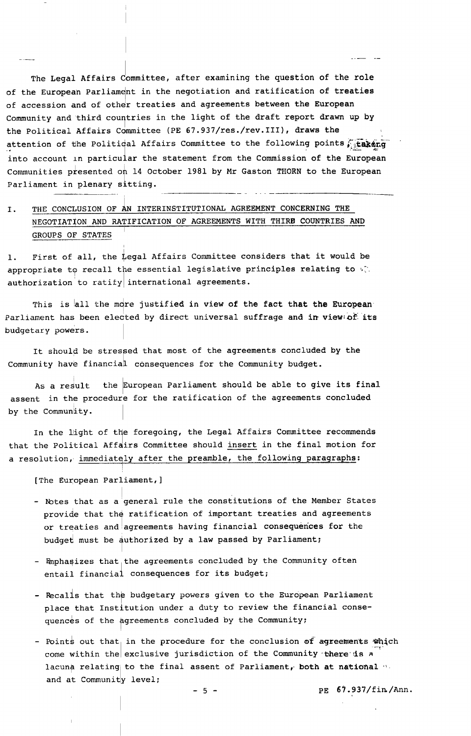The Legal Affairs Committee, after examining the question of the role of the European Parliament in the negotiation and ratification of treaties of accession and of other treaties and agreements between the European Community and third countries in the light of the draft report drawn up by the Political Affairs Committee (PE 67.937/res./rev.III), draws the attention of the Political Affairs Committee to the following points, taking into account in particular the statement from the Commission of the European Communities presented on 14 October 1981 by Mr Gaston THORN to the European Parliament in plenary sitting.

## I. THE CONCLUSION OF AN INTERINSTITUTIONAL AGREEMENT CONCERNING THE NEGOTIATION AND RATIFICATION OF AGREEMENTS WITH THIRD COUNTRIES AND GROUPS OF STATES

1. First of all, the Legal Affairs Committee considers that it would be appropriate to recall the essential legislative principles relating to authorization to ratify international agreements.

This is all the more justified in view of the fact that the European Parliament has been elected by direct universal suffrage and in view of its budgetary powers.

It should be stressed that most of the agreements concluded by the Community have financial consequences for the Community budget.

As a result the European Parliament should be able to give its final assent in the procedure for the ratification of the agreements concluded by the Community.

In the light of the foregoing, the Legal Affairs Committee recommends that the Political Affairs Committee should insert in the final motion for a resolution, immediately after the preamble, the following paragraphs:

[The European Parliament,]

- Notes that as a general rule the constitutions of the Member States provide that the ratification of important treaties and agreements or treaties and agreements having financial consequences for the budget must be authorized by a law passed by Parliament;
- Emphasizes that the agreements concluded by the Community often entail financial consequences for its budget;
- Recalls that the budgetary powers given to the European Parliament place that Institution under a duty to review the financial consequences of the agreements concluded by the Community;
- Points out that in the procedure for the conclusion of agreements which come within the exclusive jurisdiction of the Community there is a lacuna relating to the final assent of Parliament, both at national and at Community level;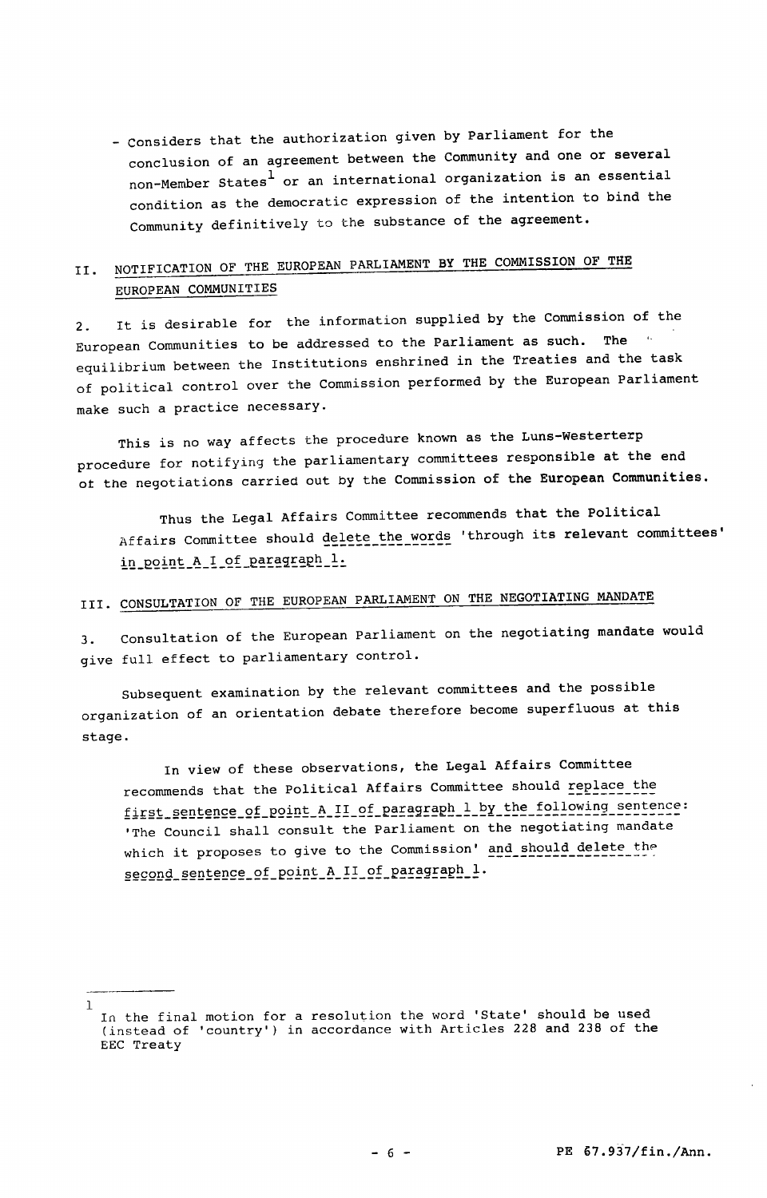- Considers that the authorization given by Parliament for the conclusion of an agreement between the Community and one or several non-Member States[1] or an international organization is an essential condition as the democratic expression of the intention to bind the Community definitively to the substance of the agreement.

## II. NOTIFICATION OF THE EUROPEAN PARLIAMENT BY THE COMMISSION OF THE EUROPEAN COMMUNITIES

2. It is desirable for the information supplied by the Commission of the European Communities to be addressed to the Parliament as such. The equilibrium between the Institutions enshrined in the Treaties and the task of political control over the Commission performed by the European Parliament make such a practice necessary.

This is no way affects the procedure known as the Luns-Westerterp procedure for notifying the parliamentary committees responsible at the end of the negotiations carried out by the Commission of the European Communities.

Thus the Legal Affairs Committee recommends that the Political Affairs Committee should delete the words 'through its relevant committees' in point A I of paragraph 1.

## III. CONSULTATION OF THE EUROPEAN PARLIAMENT ON THE NEGOTIATING MANDATE

3. Consultation of the European Parliament on the negotiating mandate would give full effect to parliamentary control.

Subsequent examination by the relevant committees and the possible organization of an orientation debate therefore become superfluous at this stage.

In view of these observations, the Legal Affairs Committee recommends that the Political Affairs Committee should replace the first sentence of point A II of paragraph 1 by the following sentence: 'The Council shall consult the Parliament on the negotiating mandate which it proposes to give to the Commission' and should delete the second sentence of point A II of paragraph 1.

---

[1] In the final motion for a resolution the word 'State' should be used (instead of 'country') in accordance with Articles 228 and 238 of the EEC Treaty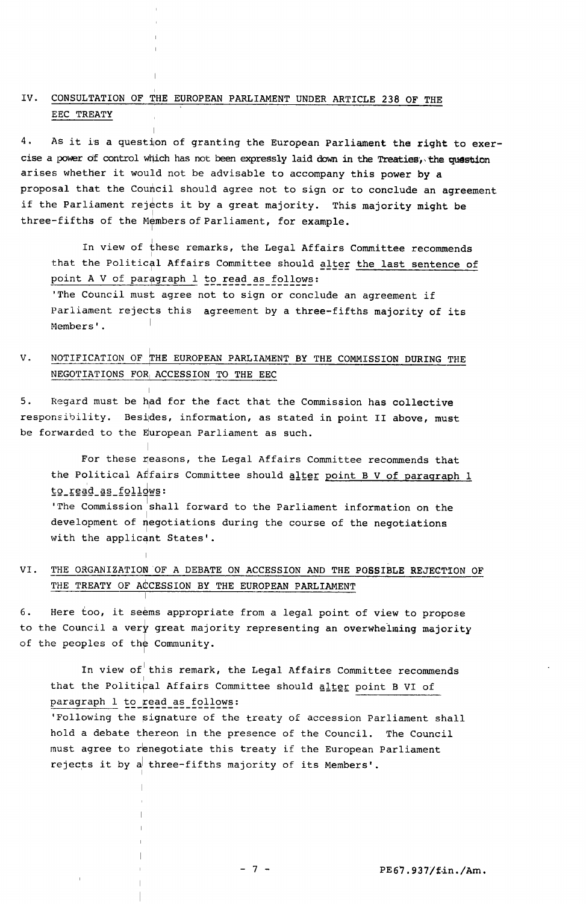## IV. CONSULTATION OF THE EUROPEAN PARLIAMENT UNDER ARTICLE 238 OF THE EEC TREATY

4. As it is a question of granting the European Parliament the right to exercise a power of control which has not been expressly laid down in the Treaties, the question arises whether it would not be advisable to accompany this power by a proposal that the Council should agree not to sign or to conclude an agreement if the Parliament rejects it by a great majority. This majority might be three-fifths of the Members of Parliament, for example.

In view of these remarks, the Legal Affairs Committee recommends that the Political Affairs Committee should <u>alter</u> <u>the last sentence of point A V of paragraph 1</u> <u>to read as follows</u>:

'The Council must agree not to sign or conclude an agreement if Parliament rejects this agreement by a three-fifths majority of its Members'.

## V. NOTIFICATION OF THE EUROPEAN PARLIAMENT BY THE COMMISSION DURING THE NEGOTIATIONS FOR ACCESSION TO THE EEC

5. Regard must be had for the fact that the Commission has collective responsibility. Besides, information, as stated in point II above, must be forwarded to the European Parliament as such.

For these reasons, the Legal Affairs Committee recommends that the Political Affairs Committee should <u>alter</u> <u>point B V of paragraph 1</u> <u>to read as follows</u>:

'The Commission shall forward to the Parliament information on the development of negotiations during the course of the negotiations with the applicant States'.

## VI. THE ORGANIZATION OF A DEBATE ON ACCESSION AND THE POSSIBLE REJECTION OF THE TREATY OF ACCESSION BY THE EUROPEAN PARLIAMENT

6. Here too, it seems appropriate from a legal point of view to propose to the Council a very great majority representing an overwhelming majority of the peoples of the Community.

In view of this remark, the Legal Affairs Committee recommends that the Political Affairs Committee should <u>alter</u> <u>point B VI of paragraph 1</u> <u>to read as follows</u>:

'Following the signature of the treaty of accession Parliament shall hold a debate thereon in the presence of the Council. The Council must agree to renegotiate this treaty if the European Parliament rejects it by a three-fifths majority of its Members'.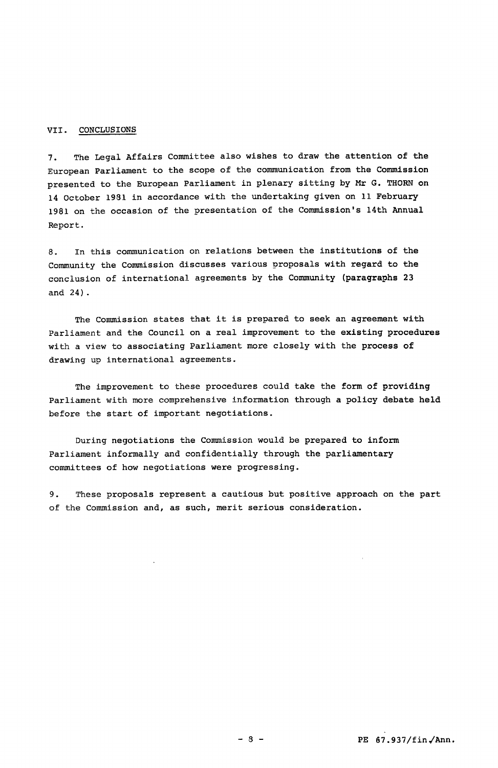## VII. CONCLUSIONS

7. The Legal Affairs Committee also wishes to draw the attention of the European Parliament to the scope of the communication from the Commission presented to the European Parliament in plenary sitting by Mr G. THORN on 14 October 1981 in accordance with the undertaking given on 11 February 1981 on the occasion of the presentation of the Commission's 14th Annual Report.

8. In this communication on relations between the institutions of the Community the Commission discusses various proposals with regard to the conclusion of international agreements by the Community (paragraphs 23 and 24).

The Commission states that it is prepared to seek an agreement with Parliament and the Council on a real improvement to the existing procedures with a view to associating Parliament more closely with the process of drawing up international agreements.

The improvement to these procedures could take the form of providing Parliament with more comprehensive information through a policy debate held before the start of important negotiations.

During negotiations the Commission would be prepared to inform Parliament informally and confidentially through the parliamentary committees of how negotiations were progressing.

9. These proposals represent a cautious but positive approach on the part of the Commission and, as such, merit serious consideration.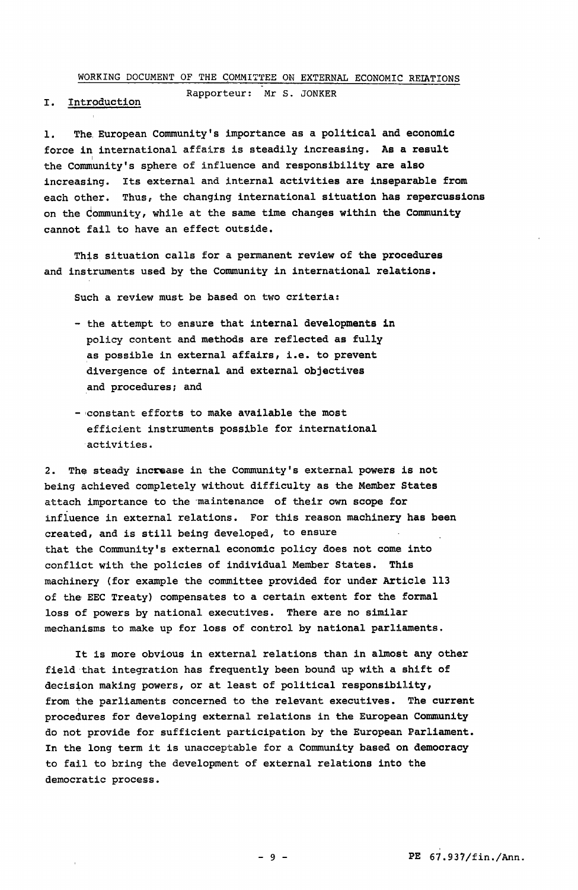WORKING DOCUMENT OF THE COMMITTEE ON EXTERNAL ECONOMIC RELATIONS

Rapporteur: Mr S. JONKER

## I. Introduction

1. The European Community's importance as a political and economic force in international affairs is steadily increasing. As a result the Community's sphere of influence and responsibility are also increasing. Its external and internal activities are inseparable from each other. Thus, the changing international situation has repercussions on the Community, while at the same time changes within the Community cannot fail to have an effect outside.

This situation calls for a permanent review of the procedures and instruments used by the Community in international relations.

Such a review must be based on two criteria:

- the attempt to ensure that internal developments in policy content and methods are reflected as fully as possible in external affairs, i.e. to prevent divergence of internal and external objectives and procedures; and
- constant efforts to make available the most efficient instruments possible for international activities.

2. The steady increase in the Community's external powers is not being achieved completely without difficulty as the Member States attach importance to the maintenance of their own scope for influence in external relations. For this reason machinery has been created, and is still being developed, to ensure that the Community's external economic policy does not come into conflict with the policies of individual Member States. This machinery (for example the committee provided for under Article 113 of the EEC Treaty) compensates to a certain extent for the formal loss of powers by national executives. There are no similar mechanisms to make up for loss of control by national parliaments.

It is more obvious in external relations than in almost any other field that integration has frequently been bound up with a shift of decision making powers, or at least of political responsibility, from the parliaments concerned to the relevant executives. The current procedures for developing external relations in the European Community do not provide for sufficient participation by the European Parliament. In the long term it is unacceptable for a Community based on democracy to fail to bring the development of external relations into the democratic process.

PE 67.937/fin./Ann.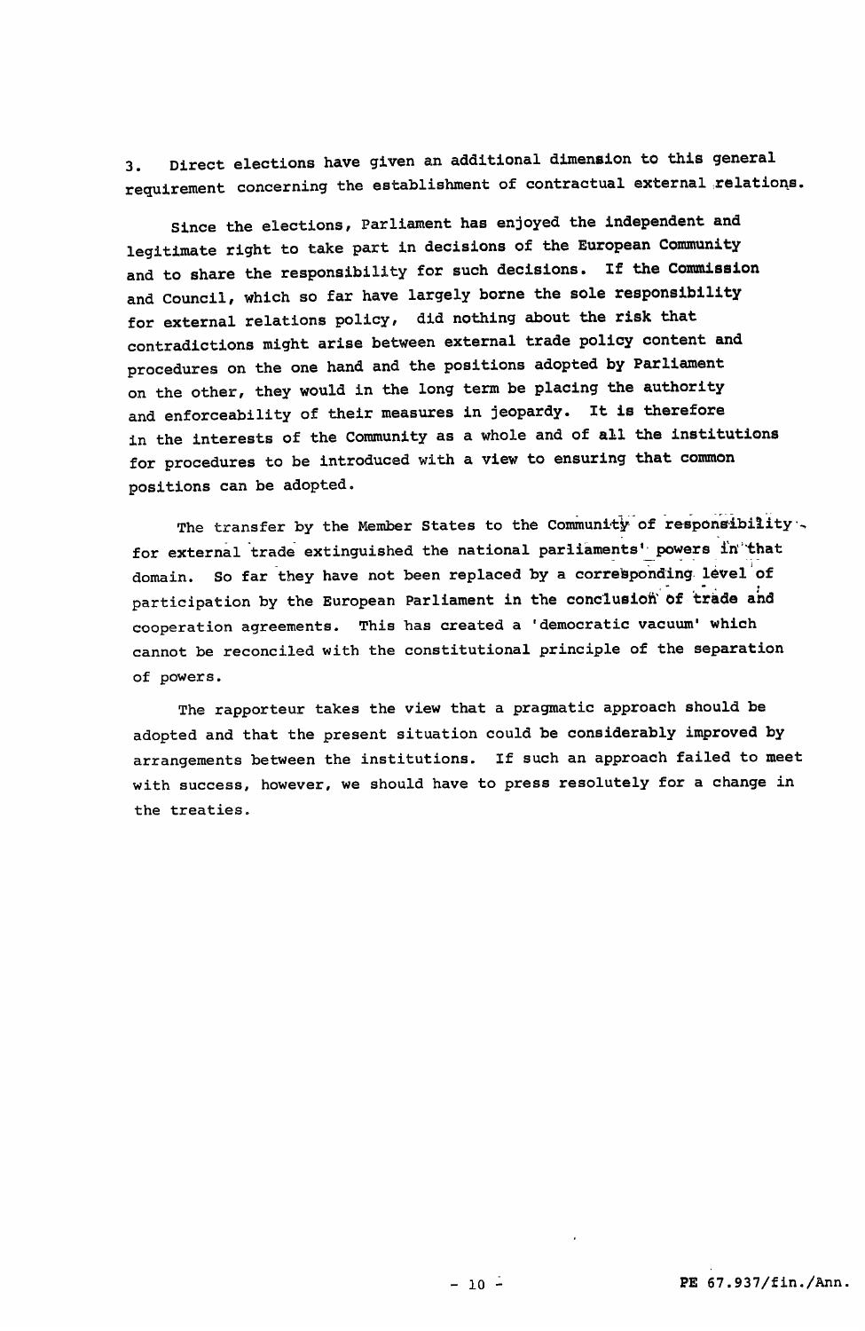3. Direct elections have given an additional dimension to this general requirement concerning the establishment of contractual external relations.

Since the elections, Parliament has enjoyed the independent and legitimate right to take part in decisions of the European Community and to share the responsibility for such decisions. If the Commission and Council, which so far have largely borne the sole responsibility for external relations policy, did nothing about the risk that contradictions might arise between external trade policy content and procedures on the one hand and the positions adopted by Parliament on the other, they would in the long term be placing the authority and enforceability of their measures in jeopardy. It is therefore in the interests of the Community as a whole and of all the institutions for procedures to be introduced with a view to ensuring that common positions can be adopted.

The transfer by the Member States to the Community of responsibility for external trade extinguished the national parliaments' powers in that domain. So far they have not been replaced by a corresponding level of participation by the European Parliament in the conclusion of trade and cooperation agreements. This has created a 'democratic vacuum' which cannot be reconciled with the constitutional principle of the separation of powers.

The rapporteur takes the view that a pragmatic approach should be adopted and that the present situation could be considerably improved by arrangements between the institutions. If such an approach failed to meet with success, however, we should have to press resolutely for a change in the treaties.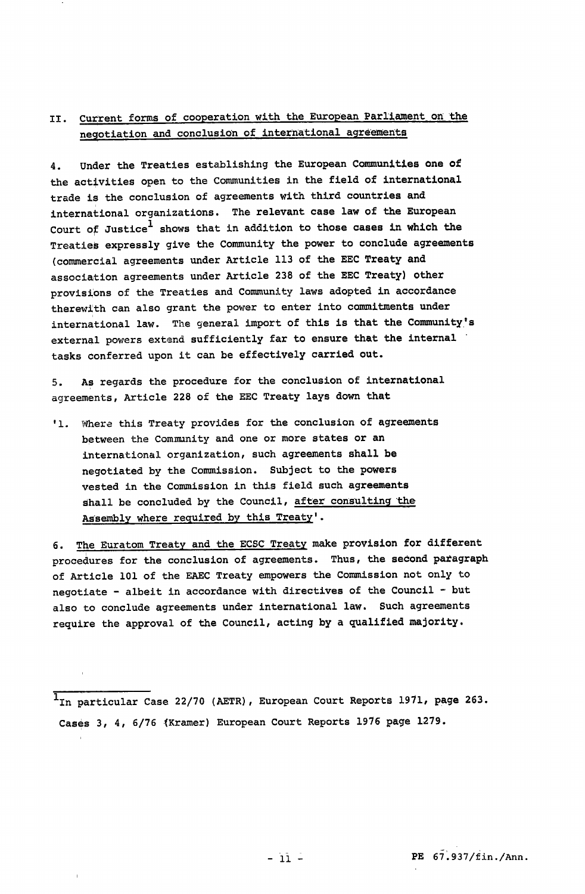## II. Current forms of cooperation with the European Parliament on the negotiation and conclusion of international agreements

4. Under the Treaties establishing the European Communities one of the activities open to the Communities in the field of international trade is the conclusion of agreements with third countries and international organizations. The relevant case law of the European Court of Justice[1] shows that in addition to those cases in which the Treaties expressly give the Community the power to conclude agreements (commercial agreements under Article 113 of the EEC Treaty and association agreements under Article 238 of the EEC Treaty) other provisions of the Treaties and Community laws adopted in accordance therewith can also grant the power to enter into commitments under international law. The general import of this is that the Community's external powers extend sufficiently far to ensure that the internal tasks conferred upon it can be effectively carried out.

5. As regards the procedure for the conclusion of international agreements, Article 228 of the EEC Treaty lays down that

> '1. Where this Treaty provides for the conclusion of agreements between the Community and one or more states or an international organization, such agreements shall be negotiated by the Commission. Subject to the powers vested in the Commission in this field such agreements shall be concluded by the Council, <u>after consulting the Assembly where required by this Treaty</u>'.

6. <u>The Euratom Treaty and the ECSC Treaty</u> make provision for different procedures for the conclusion of agreements. Thus, the second paragraph of Article 101 of the EAEC Treaty empowers the Commission not only to negotiate - albeit in accordance with directives of the Council - but also to conclude agreements under international law. Such agreements require the approval of the Council, acting by a qualified majority.

---

[1] In particular Case 22/70 (AETR), European Court Reports 1971, page 263. Cases 3, 4, 6/76 (Kramer) European Court Reports 1976 page 1279.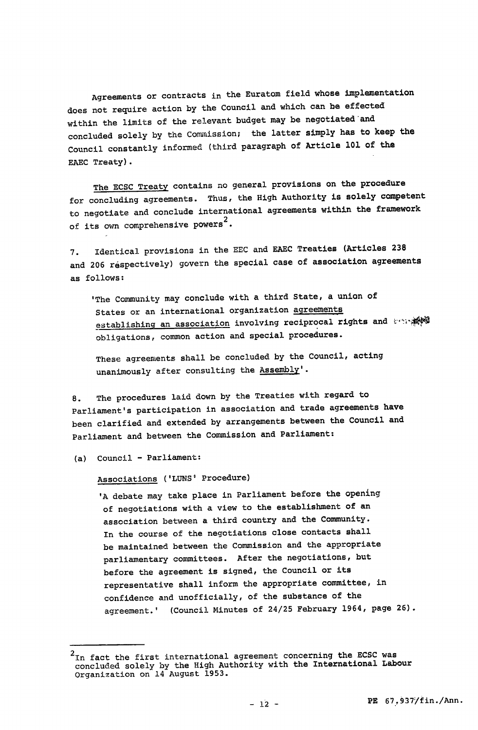Agreements or contracts in the Euratom field whose implementation does not require action by the Council and which can be effected within the limits of the relevant budget may be negotiated and concluded solely by the Commission; the latter simply has to keep the Council constantly informed (third paragraph of Article 101 of the EAEC Treaty).

The ECSC Treaty contains no general provisions on the procedure for concluding agreements. Thus, the High Authority is solely competent to negotiate and conclude international agreements within the framework of its own comprehensive powers[2].

7. Identical provisions in the EEC and EAEC Treaties (Articles 238 and 206 respectively) govern the special case of association agreements as follows:

> 'The Community may conclude with a third State, a union of States or an international organization agreements establishing an association involving reciprocal rights and obligations, common action and special procedures.
>
> These agreements shall be concluded by the Council, acting unanimously after consulting the Assembly'.

8. The procedures laid down by the Treaties with regard to Parliament's participation in association and trade agreements have been clarified and extended by arrangements between the Council and Parliament and between the Commission and Parliament:

(a) Council - Parliament:

Associations ('LUNS' Procedure)

> 'A debate may take place in Parliament before the opening of negotiations with a view to the establishment of an association between a third country and the Community. In the course of the negotiations close contacts shall be maintained between the Commission and the appropriate parliamentary committees. After the negotiations, but before the agreement is signed, the Council or its representative shall inform the appropriate committee, in confidence and unofficially, of the substance of the agreement.' (Council Minutes of 24/25 February 1964, page 26).

---

[2] In fact the first international agreement concerning the ECSC was concluded solely by the High Authority with the International Labour Organization on 14 August 1953.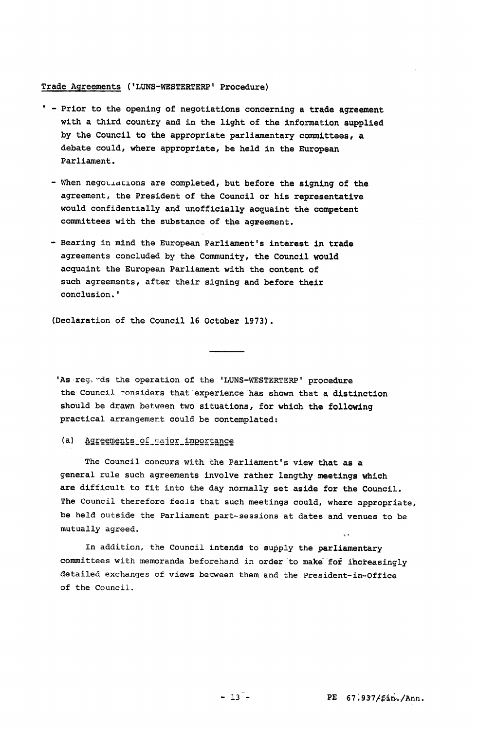Trade Agreements ('LUNS-WESTERTERP' Procedure)

' - Prior to the opening of negotiations concerning a trade agreement with a third country and in the light of the information supplied by the Council to the appropriate parliamentary committees, a debate could, where appropriate, be held in the European Parliament.

- When negotiations are completed, but before the signing of the agreement, the President of the Council or his representative would confidentially and unofficially acquaint the competent committees with the substance of the agreement.

- Bearing in mind the European Parliament's interest in trade agreements concluded by the Community, the Council would acquaint the European Parliament with the content of such agreements, after their signing and before their conclusion.'

(Declaration of the Council 16 October 1973).

---

'As regards the operation of the 'LUNS-WESTERTERP' procedure the Council considers that experience has shown that a distinction should be drawn between two situations, for which the following practical arrangement could be contemplated:

(a) Agreements of major importance

The Council concurs with the Parliament's view that as a general rule such agreements involve rather lengthy meetings which are difficult to fit into the day normally set aside for the Council. The Council therefore feels that such meetings could, where appropriate, be held outside the Parliament part-sessions at dates and venues to be mutually agreed.

In addition, the Council intends to supply the parliamentary committees with memoranda beforehand in order to make for increasingly detailed exchanges of views between them and the President-in-Office of the Council.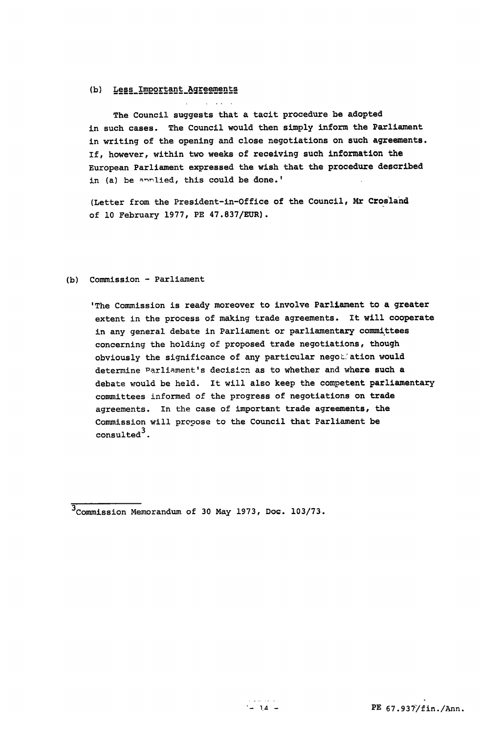(b) <u>Less Important Agreements</u>

The Council suggests that a tacit procedure be adopted in such cases. The Council would then simply inform the Parliament in writing of the opening and close negotiations on such agreements. If, however, within two weeks of receiving such information the European Parliament expressed the wish that the procedure described in (a) be applied, this could be done.'

(Letter from the President-in-Office of the Council, Mr Crosland of 10 February 1977, PE 47.837/EUR).

(b) Commission - Parliament

'The Commission is ready moreover to involve Parliament to a greater extent in the process of making trade agreements. It will cooperate in any general debate in Parliament or parliamentary committees concerning the holding of proposed trade negotiations, though obviously the significance of any particular negotiation would determine Parliament's decision as to whether and where such a debate would be held. It will also keep the competent parliamentary committees informed of the progress of negotiations on trade agreements. In the case of important trade agreements, the Commission will propose to the Council that Parliament be consulted[3].

[3] Commission Memorandum of 30 May 1973, Doc. 103/73.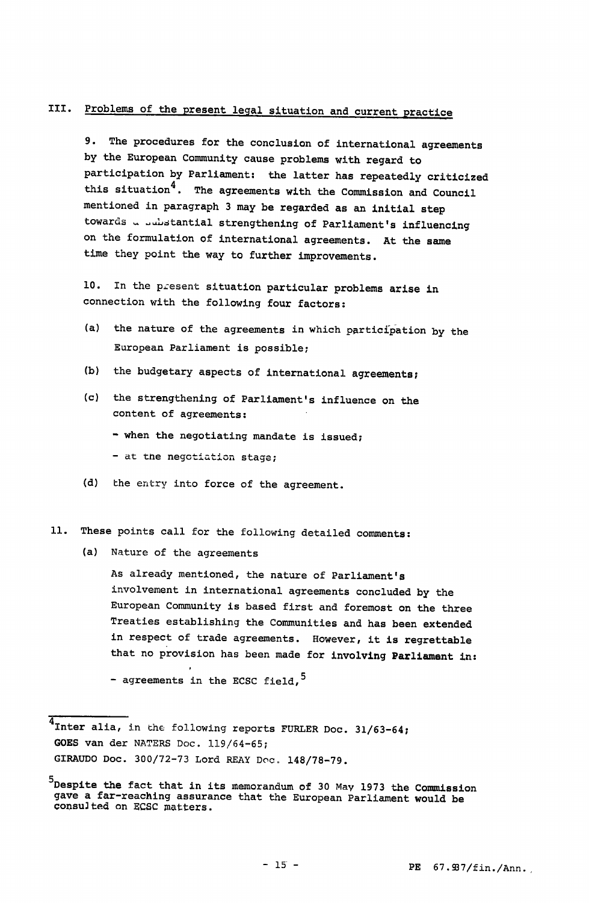## III. Problems of the present legal situation and current practice

9. The procedures for the conclusion of international agreements by the European Community cause problems with regard to participation by Parliament: the latter has repeatedly criticized this situation[4]. The agreements with the Commission and Council mentioned in paragraph 3 may be regarded as an initial step towards a substantial strengthening of Parliament's influencing on the formulation of international agreements. At the same time they point the way to further improvements.

10. In the present situation particular problems arise in connection with the following four factors:

(a) the nature of the agreements in which participation by the European Parliament is possible;

(b) the budgetary aspects of international agreements;

(c) the strengthening of Parliament's influence on the content of agreements:

- when the negotiating mandate is issued;
- at the negotiation stage;

(d) the entry into force of the agreement.

11. These points call for the following detailed comments:

(a) Nature of the agreements

As already mentioned, the nature of Parliament's involvement in international agreements concluded by the European Community is based first and foremost on the three Treaties establishing the Communities and has been extended in respect of trade agreements. However, it is regrettable that no provision has been made for involving Parliament in:

- agreements in the ECSC field,[5]

---

[4] Inter alia, in the following reports FURLER Doc. 31/63-64; GOES van der NATERS Doc. 119/64-65; GIRAUDO Doc. 300/72-73 Lord REAY Doc. 148/78-79.

[5] Despite the fact that in its memorandum of 30 May 1973 the Commission gave a far-reaching assurance that the European Parliament would be consulted on ECSC matters.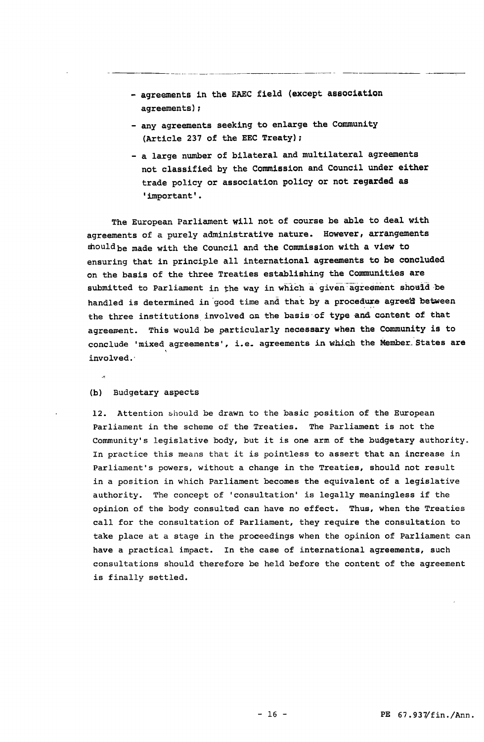- agreements in the EAEC field (except association agreements);
- any agreements seeking to enlarge the Community (Article 237 of the EEC Treaty);
- a large number of bilateral and multilateral agreements not classified by the Commission and Council under either trade policy or association policy or not regarded as 'important'.

The European Parliament will not of course be able to deal with agreements of a purely administrative nature. However, arrangements should be made with the Council and the Commission with a view to ensuring that in principle all international agreements to be concluded on the basis of the three Treaties establishing the Communities are submitted to Parliament in the way in which a given agreement should be handled is determined in good time and that by a procedure agreed between the three institutions involved on the basis of type and content of that agreement. This would be particularly necessary when the Community is to conclude 'mixed agreements', i.e. agreements in which the Member States are involved.

(b) Budgetary aspects

12. Attention should be drawn to the basic position of the European Parliament in the scheme of the Treaties. The Parliament is not the Community's legislative body, but it is one arm of the budgetary authority. In practice this means that it is pointless to assert that an increase in Parliament's powers, without a change in the Treaties, should not result in a position in which Parliament becomes the equivalent of a legislative authority. The concept of 'consultation' is legally meaningless if the opinion of the body consulted can have no effect. Thus, when the Treaties call for the consultation of Parliament, they require the consultation to take place at a stage in the proceedings when the opinion of Parliament can have a practical impact. In the case of international agreements, such consultations should therefore be held before the content of the agreement is finally settled.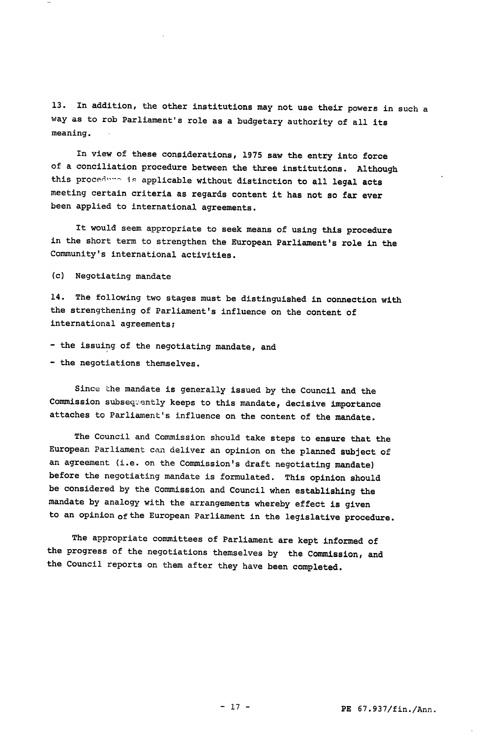13. In addition, the other institutions may not use their powers in such a way as to rob Parliament's role as a budgetary authority of all its meaning.

In view of these considerations, 1975 saw the entry into force of a conciliation procedure between the three institutions. Although this procedure is applicable without distinction to all legal acts meeting certain criteria as regards content it has not so far ever been applied to international agreements.

It would seem appropriate to seek means of using this procedure in the short term to strengthen the European Parliament's role in the Community's international activities.

(c) Negotiating mandate

14. The following two stages must be distinguished in connection with the strengthening of Parliament's influence on the content of international agreements;

- the issuing of the negotiating mandate, and
- the negotiations themselves.

Since the mandate is generally issued by the Council and the Commission subsequently keeps to this mandate, decisive importance attaches to Parliament's influence on the content of the mandate.

The Council and Commission should take steps to ensure that the European Parliament can deliver an opinion on the planned subject of an agreement (i.e. on the Commission's draft negotiating mandate) before the negotiating mandate is formulated. This opinion should be considered by the Commission and Council when establishing the mandate by analogy with the arrangements whereby effect is given to an opinion of the European Parliament in the legislative procedure.

The appropriate committees of Parliament are kept informed of the progress of the negotiations themselves by the Commission, and the Council reports on them after they have been completed.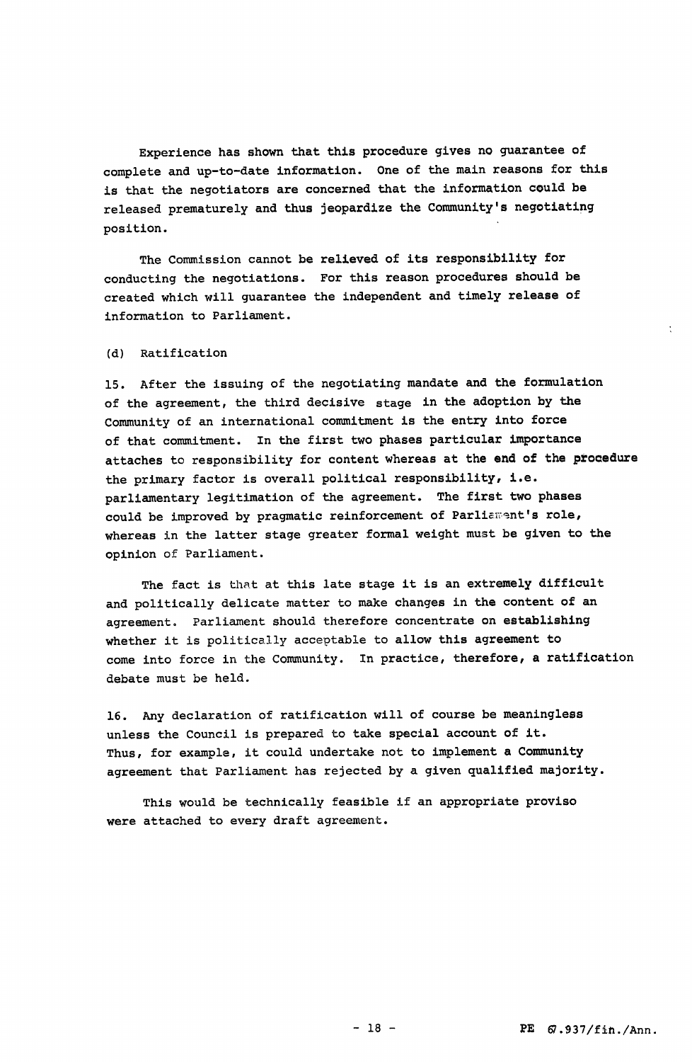Experience has shown that this procedure gives no guarantee of complete and up-to-date information. One of the main reasons for this is that the negotiators are concerned that the information could be released prematurely and thus jeopardize the Community's negotiating position.

The Commission cannot be relieved of its responsibility for conducting the negotiations. For this reason procedures should be created which will guarantee the independent and timely release of information to Parliament.

(d) Ratification

15. After the issuing of the negotiating mandate and the formulation of the agreement, the third decisive stage in the adoption by the Community of an international commitment is the entry into force of that commitment. In the first two phases particular importance attaches to responsibility for content whereas at the end of the procedure the primary factor is overall political responsibility, i.e. parliamentary legitimation of the agreement. The first two phases could be improved by pragmatic reinforcement of Parliament's role, whereas in the latter stage greater formal weight must be given to the opinion of Parliament.

The fact is that at this late stage it is an extremely difficult and politically delicate matter to make changes in the content of an agreement. Parliament should therefore concentrate on establishing whether it is politically acceptable to allow this agreement to come into force in the Community. In practice, therefore, a ratification debate must be held.

16. Any declaration of ratification will of course be meaningless unless the Council is prepared to take special account of it. Thus, for example, it could undertake not to implement a Community agreement that Parliament has rejected by a given qualified majority.

This would be technically feasible if an appropriate proviso were attached to every draft agreement.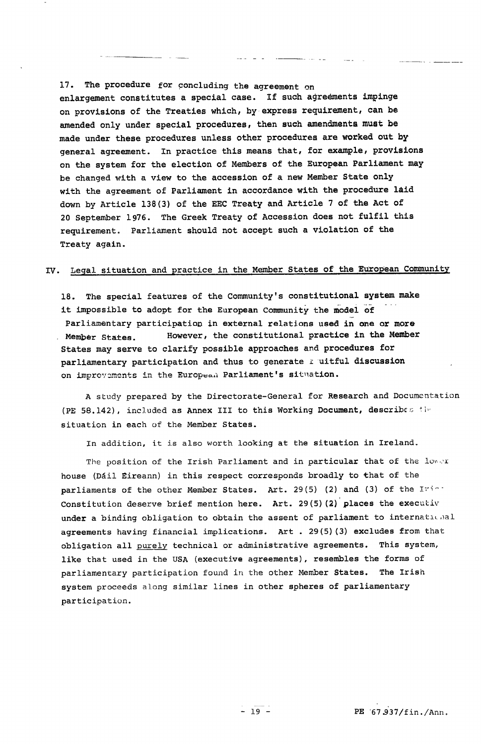17. The procedure for concluding the agreement on enlargement constitutes a special case. If such agreements impinge on provisions of the Treaties which, by express requirement, can be amended only under special procedures, then such amendments must be made under these procedures unless other procedures are worked out by general agreement. In practice this means that, for example, provisions on the system for the election of Members of the European Parliament may be changed with a view to the accession of a new Member State only with the agreement of Parliament in accordance with the procedure laid down by Article 138(3) of the EEC Treaty and Article 7 of the Act of 20 September 1976. The Greek Treaty of Accession does not fulfil this requirement. Parliament should not accept such a violation of the Treaty again.

## IV. Legal situation and practice in the Member States of the European Community

18. The special features of the Community's constitutional system make it impossible to adopt for the European Community the model of Parliamentary participation in external relations used in one or more Member States. However, the constitutional practice in the Member States may serve to clarify possible approaches and procedures for parliamentary participation and thus to generate fruitful discussion on improvements in the European Parliament's situation.

A study prepared by the Directorate-General for Research and Documentation (PE 58.142), included as Annex III to this Working Document, describes the situation in each of the Member States.

In addition, it is also worth looking at the situation in Ireland.

The position of the Irish Parliament and in particular that of the lower house (Dáil Éireann) in this respect corresponds broadly to that of the parliaments of the other Member States. Art. 29(5) (2) and (3) of the Irish Constitution deserve brief mention here. Art. 29(5)(2) places the executive under a binding obligation to obtain the assent of parliament to international agreements having financial implications. Art . 29(5)(3) excludes from that obligation all <u>purely</u> technical or administrative agreements. This system, like that used in the USA (executive agreements), resembles the forms of parliamentary participation found in the other Member States. The Irish system proceeds along similar lines in other spheres of parliamentary participation.